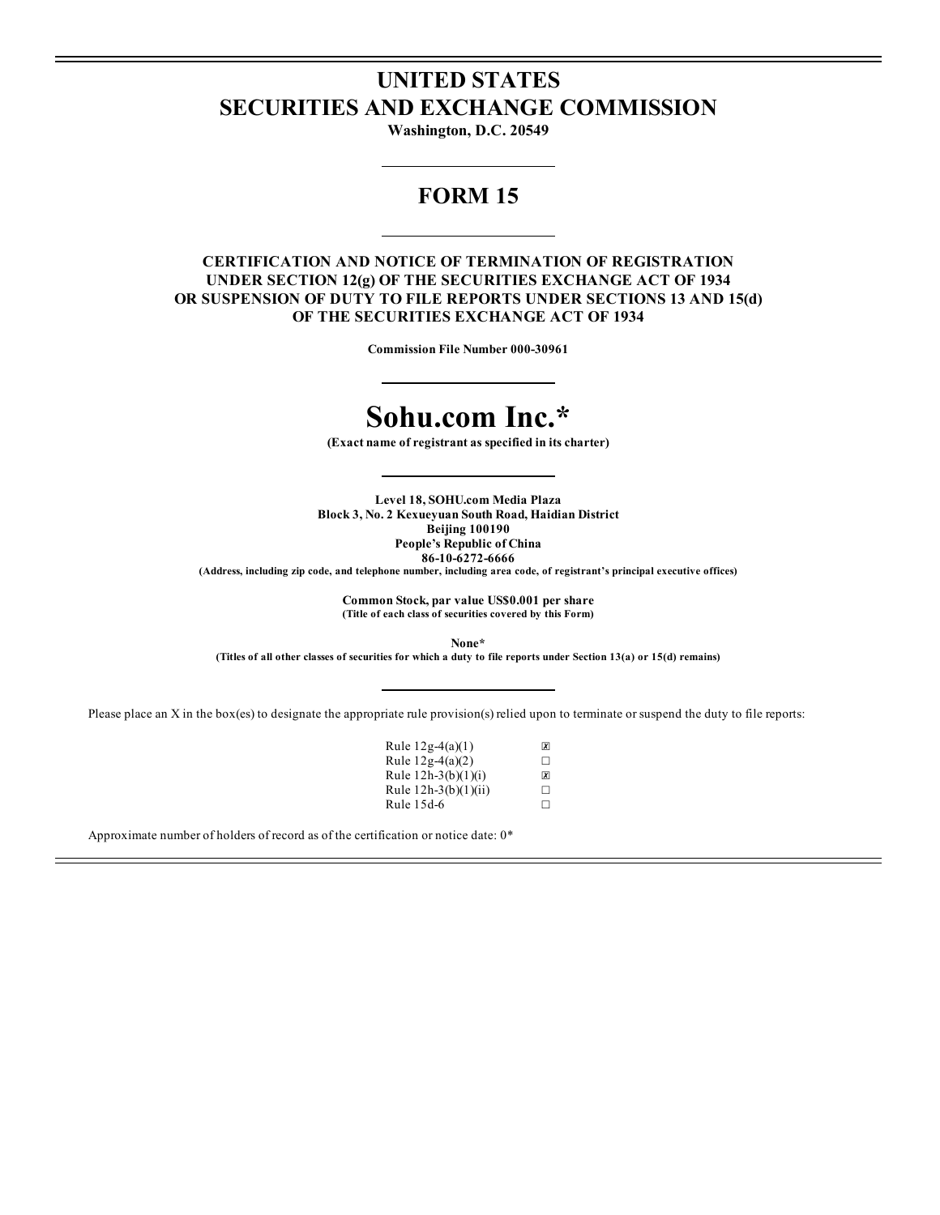# UNITED STATES
# SECURITIES AND EXCHANGE COMMISSION

**Washington, D.C. 20549**

## FORM 15

**CERTIFICATION AND NOTICE OF TERMINATION OF REGISTRATION UNDER SECTION 12(g) OF THE SECURITIES EXCHANGE ACT OF 1934 OR SUSPENSION OF DUTY TO FILE REPORTS UNDER SECTIONS 13 AND 15(d) OF THE SECURITIES EXCHANGE ACT OF 1934**

**Commission File Number 000-30961**

# Sohu.com Inc.*

**(Exact name of registrant as specified in its charter)**

**Level 18, SOHU.com Media Plaza**
**Block 3, No. 2 Kexueyuan South Road, Haidian District**
**Beijing 100190**
**People's Republic of China**
**86-10-6272-6666**
**(Address, including zip code, and telephone number, including area code, of registrant's principal executive offices)**

**Common Stock, par value US$0.001 per share**
**(Title of each class of securities covered by this Form)**

**None***
**(Titles of all other classes of securities for which a duty to file reports under Section 13(a) or 15(d) remains)**

Please place an X in the box(es) to designate the appropriate rule provision(s) relied upon to terminate or suspend the duty to file reports:

| | |
|---|---|
| Rule 12g-4(a)(1) | ☒ |
| Rule 12g-4(a)(2) | ☐ |
| Rule 12h-3(b)(1)(i) | ☒ |
| Rule 12h-3(b)(1)(ii) | ☐ |
| Rule 15d-6 | ☐ |

Approximate number of holders of record as of the certification or notice date: 0*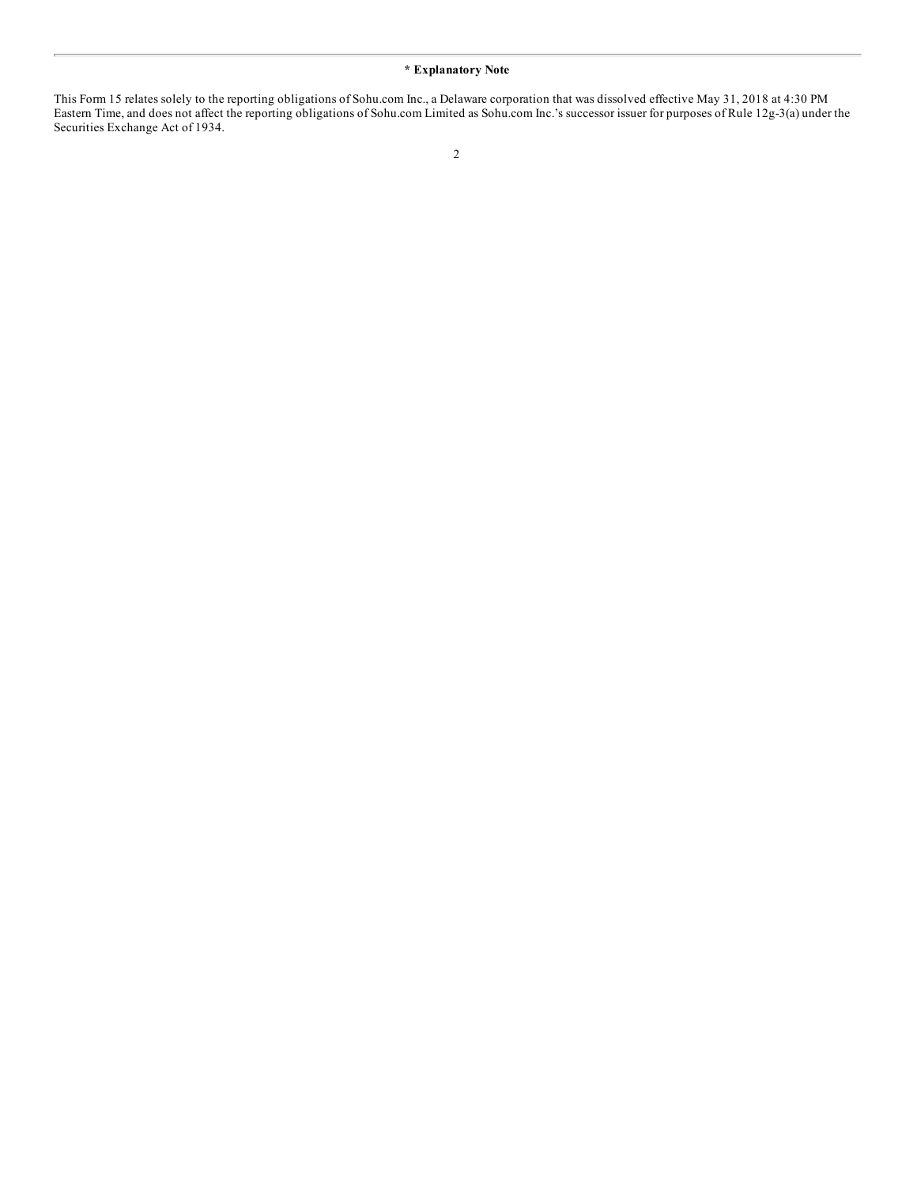**\* Explanatory Note**

This Form 15 relates solely to the reporting obligations of Sohu.com Inc., a Delaware corporation that was dissolved effective May 31, 2018 at 4:30 PM Eastern Time, and does not affect the reporting obligations of Sohu.com Limited as Sohu.com Inc.'s successor issuer for purposes of Rule 12g-3(a) under the Securities Exchange Act of 1934.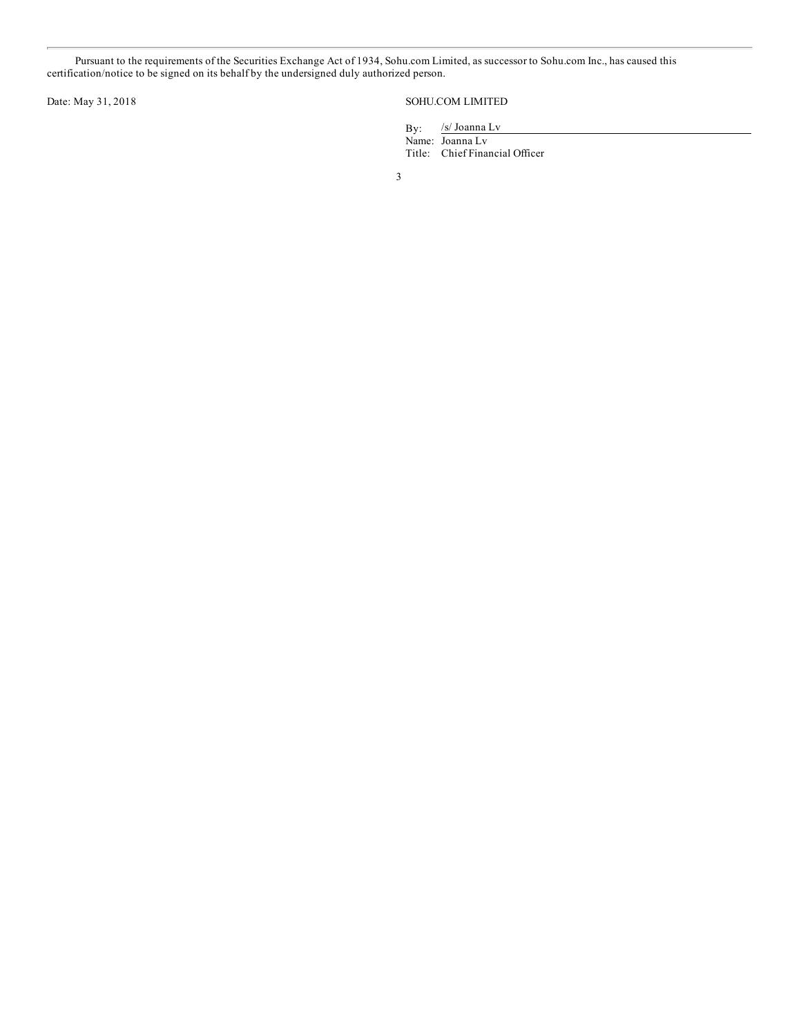Pursuant to the requirements of the Securities Exchange Act of 1934, Sohu.com Limited, as successor to Sohu.com Inc., has caused this certification/notice to be signed on its behalf by the undersigned duly authorized person.

Date: May 31, 2018

SOHU.COM LIMITED

By: /s/ Joanna Lv
Name: Joanna Lv
Title: Chief Financial Officer